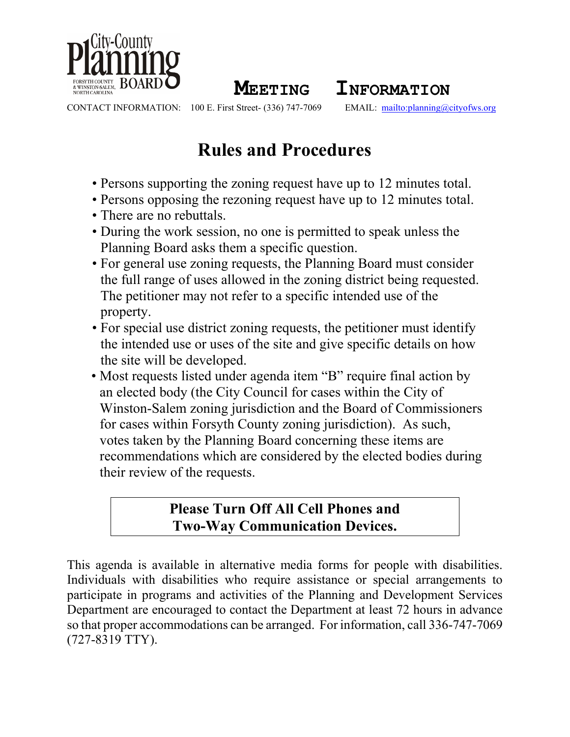City-County Planning Board
FORSYTH COUNTY & WINSTON-SALEM, NORTH CAROLINA

# MEETING INFORMATION

CONTACT INFORMATION: 100 E. First Street- (336) 747-7069 EMAIL: mailto:planning@cityofws.org

## Rules and Procedures

- Persons supporting the zoning request have up to 12 minutes total.
- Persons opposing the rezoning request have up to 12 minutes total.
- There are no rebuttals.
- During the work session, no one is permitted to speak unless the Planning Board asks them a specific question.
- For general use zoning requests, the Planning Board must consider the full range of uses allowed in the zoning district being requested. The petitioner may not refer to a specific intended use of the property.
- For special use district zoning requests, the petitioner must identify the intended use or uses of the site and give specific details on how the site will be developed.
- Most requests listed under agenda item "B" require final action by an elected body (the City Council for cases within the City of Winston-Salem zoning jurisdiction and the Board of Commissioners for cases within Forsyth County zoning jurisdiction). As such, votes taken by the Planning Board concerning these items are recommendations which are considered by the elected bodies during their review of the requests.

**Please Turn Off All Cell Phones and Two-Way Communication Devices.**

This agenda is available in alternative media forms for people with disabilities. Individuals with disabilities who require assistance or special arrangements to participate in programs and activities of the Planning and Development Services Department are encouraged to contact the Department at least 72 hours in advance so that proper accommodations can be arranged. For information, call 336-747-7069 (727-8319 TTY).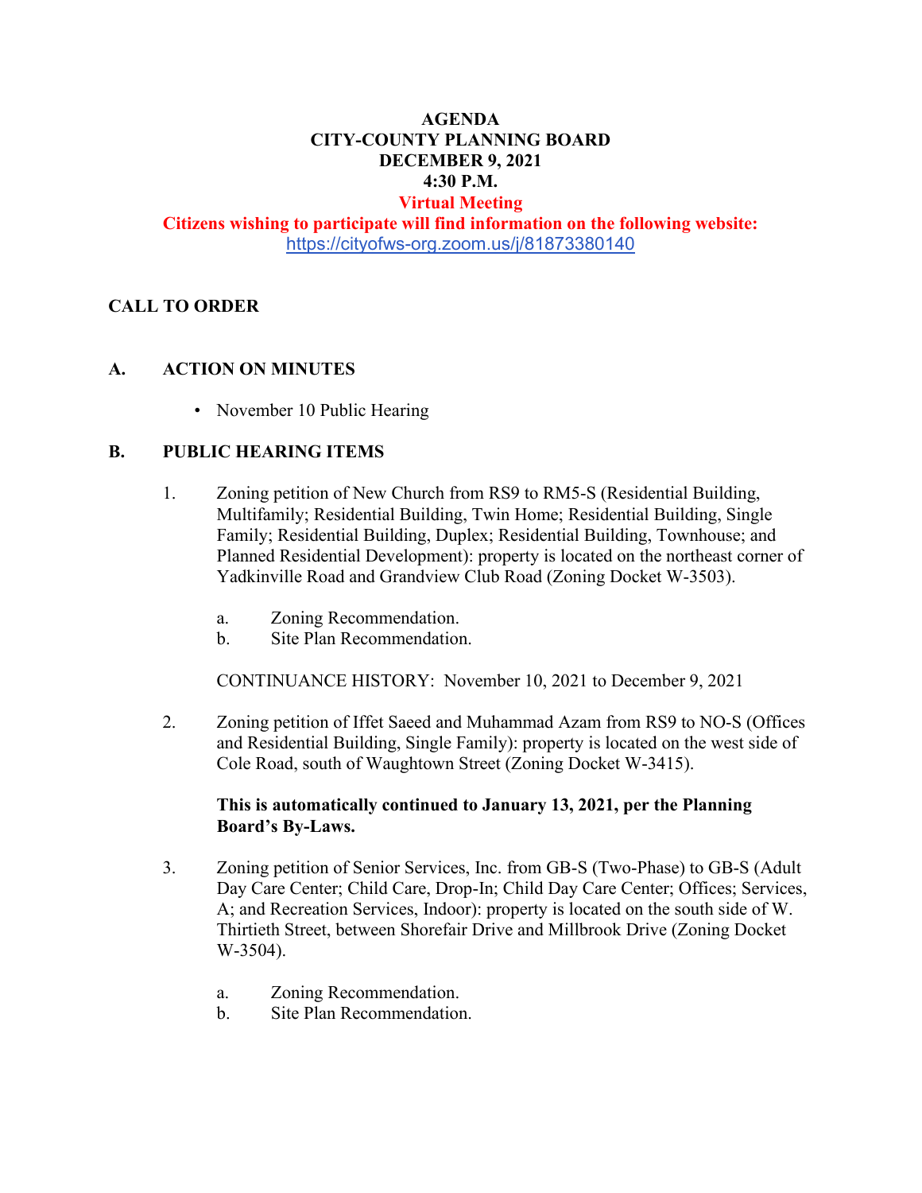**AGENDA**
**CITY-COUNTY PLANNING BOARD**
**DECEMBER 9, 2021**
**4:30 P.M.**
**Virtual Meeting**
**Citizens wishing to participate will find information on the following website:**
https://cityofws-org.zoom.us/j/81873380140

## CALL TO ORDER

## A. ACTION ON MINUTES

- November 10 Public Hearing

## B. PUBLIC HEARING ITEMS

1. Zoning petition of New Church from RS9 to RM5-S (Residential Building, Multifamily; Residential Building, Twin Home; Residential Building, Single Family; Residential Building, Duplex; Residential Building, Townhouse; and Planned Residential Development): property is located on the northeast corner of Yadkinville Road and Grandview Club Road (Zoning Docket W-3503).

   a. Zoning Recommendation.
   b. Site Plan Recommendation.

   CONTINUANCE HISTORY: November 10, 2021 to December 9, 2021

2. Zoning petition of Iffet Saeed and Muhammad Azam from RS9 to NO-S (Offices and Residential Building, Single Family): property is located on the west side of Cole Road, south of Waughtown Street (Zoning Docket W-3415).

   **This is automatically continued to January 13, 2021, per the Planning Board's By-Laws.**

3. Zoning petition of Senior Services, Inc. from GB-S (Two-Phase) to GB-S (Adult Day Care Center; Child Care, Drop-In; Child Day Care Center; Offices; Services, A; and Recreation Services, Indoor): property is located on the south side of W. Thirtieth Street, between Shorefair Drive and Millbrook Drive (Zoning Docket W-3504).

   a. Zoning Recommendation.
   b. Site Plan Recommendation.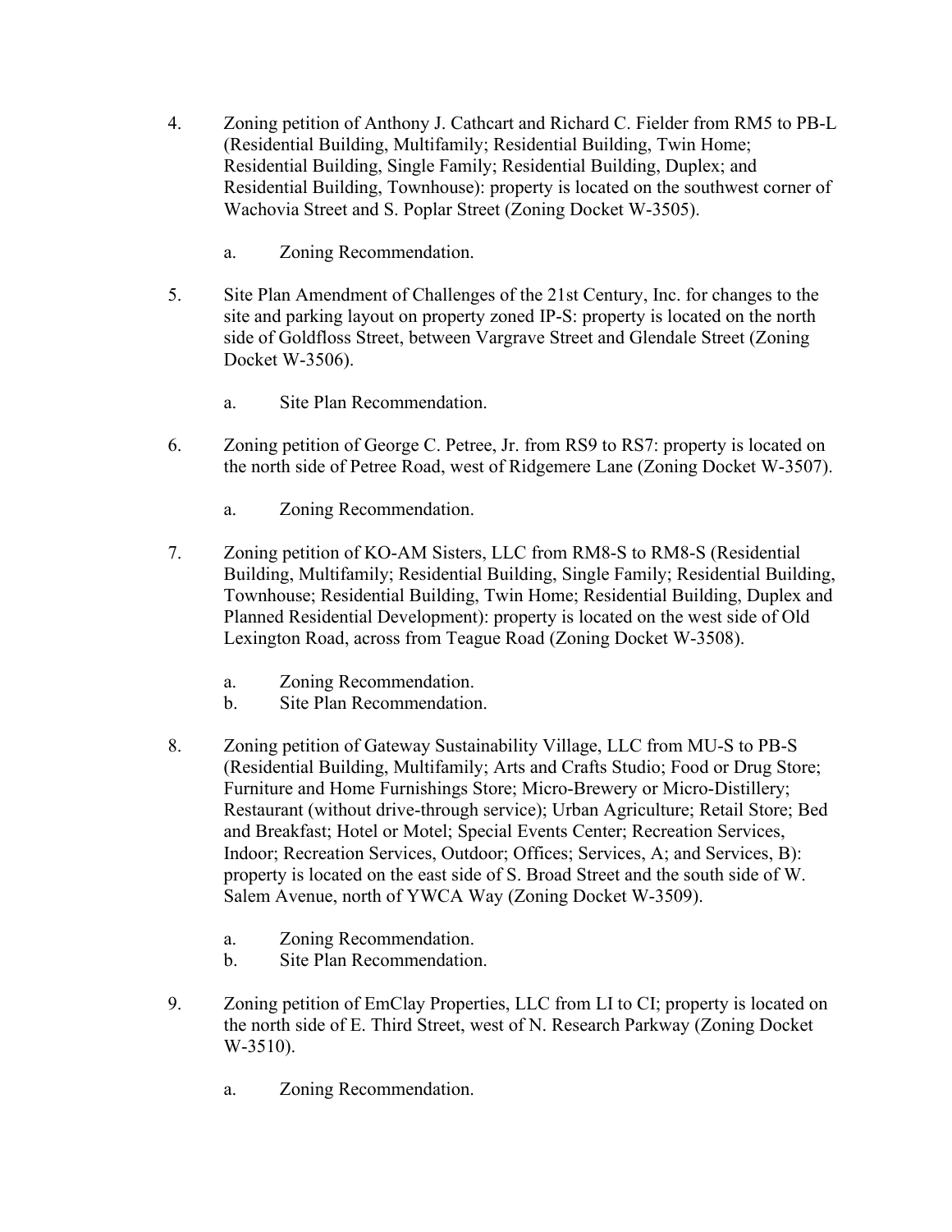4. Zoning petition of Anthony J. Cathcart and Richard C. Fielder from RM5 to PB-L (Residential Building, Multifamily; Residential Building, Twin Home; Residential Building, Single Family; Residential Building, Duplex; and Residential Building, Townhouse): property is located on the southwest corner of Wachovia Street and S. Poplar Street (Zoning Docket W-3505).

    a. Zoning Recommendation.

5. Site Plan Amendment of Challenges of the 21st Century, Inc. for changes to the site and parking layout on property zoned IP-S: property is located on the north side of Goldfloss Street, between Vargrave Street and Glendale Street (Zoning Docket W-3506).

    a. Site Plan Recommendation.

6. Zoning petition of George C. Petree, Jr. from RS9 to RS7: property is located on the north side of Petree Road, west of Ridgemere Lane (Zoning Docket W-3507).

    a. Zoning Recommendation.

7. Zoning petition of KO-AM Sisters, LLC from RM8-S to RM8-S (Residential Building, Multifamily; Residential Building, Single Family; Residential Building, Townhouse; Residential Building, Twin Home; Residential Building, Duplex and Planned Residential Development): property is located on the west side of Old Lexington Road, across from Teague Road (Zoning Docket W-3508).

    a. Zoning Recommendation.
    b. Site Plan Recommendation.

8. Zoning petition of Gateway Sustainability Village, LLC from MU-S to PB-S (Residential Building, Multifamily; Arts and Crafts Studio; Food or Drug Store; Furniture and Home Furnishings Store; Micro-Brewery or Micro-Distillery; Restaurant (without drive-through service); Urban Agriculture; Retail Store; Bed and Breakfast; Hotel or Motel; Special Events Center; Recreation Services, Indoor; Recreation Services, Outdoor; Offices; Services, A; and Services, B): property is located on the east side of S. Broad Street and the south side of W. Salem Avenue, north of YWCA Way (Zoning Docket W-3509).

    a. Zoning Recommendation.
    b. Site Plan Recommendation.

9. Zoning petition of EmClay Properties, LLC from LI to CI; property is located on the north side of E. Third Street, west of N. Research Parkway (Zoning Docket W-3510).

    a. Zoning Recommendation.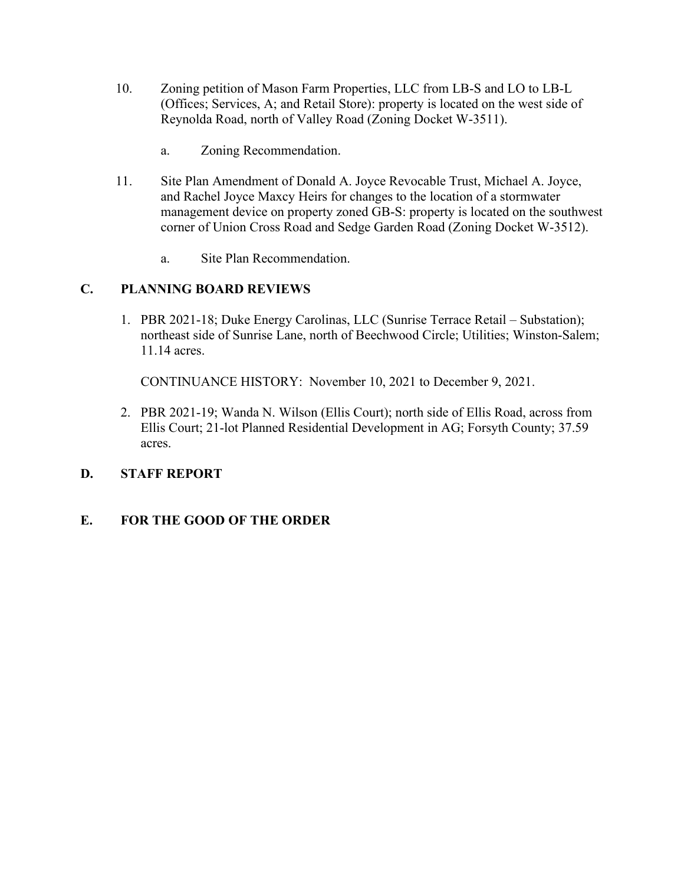10. Zoning petition of Mason Farm Properties, LLC from LB-S and LO to LB-L (Offices; Services, A; and Retail Store): property is located on the west side of Reynolda Road, north of Valley Road (Zoning Docket W-3511).

    a. Zoning Recommendation.

11. Site Plan Amendment of Donald A. Joyce Revocable Trust, Michael A. Joyce, and Rachel Joyce Maxcy Heirs for changes to the location of a stormwater management device on property zoned GB-S: property is located on the southwest corner of Union Cross Road and Sedge Garden Road (Zoning Docket W-3512).

    a. Site Plan Recommendation.

## C. PLANNING BOARD REVIEWS

1. PBR 2021-18; Duke Energy Carolinas, LLC (Sunrise Terrace Retail – Substation); northeast side of Sunrise Lane, north of Beechwood Circle; Utilities; Winston-Salem; 11.14 acres.

   CONTINUANCE HISTORY: November 10, 2021 to December 9, 2021.

2. PBR 2021-19; Wanda N. Wilson (Ellis Court); north side of Ellis Road, across from Ellis Court; 21-lot Planned Residential Development in AG; Forsyth County; 37.59 acres.

## D. STAFF REPORT

## E. FOR THE GOOD OF THE ORDER